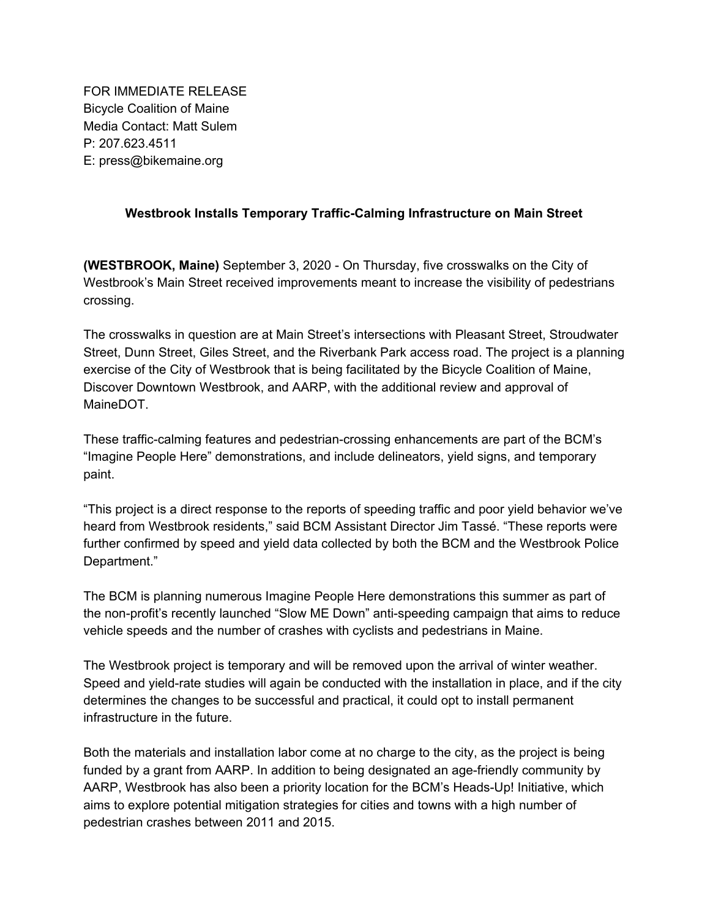FOR IMMEDIATE RELEASE
Bicycle Coalition of Maine
Media Contact: Matt Sulem
P: 207.623.4511
E: press@bikemaine.org

**Westbrook Installs Temporary Traffic-Calming Infrastructure on Main Street**

**(WESTBROOK, Maine)** September 3, 2020 - On Thursday, five crosswalks on the City of Westbrook's Main Street received improvements meant to increase the visibility of pedestrians crossing.

The crosswalks in question are at Main Street's intersections with Pleasant Street, Stroudwater Street, Dunn Street, Giles Street, and the Riverbank Park access road. The project is a planning exercise of the City of Westbrook that is being facilitated by the Bicycle Coalition of Maine, Discover Downtown Westbrook, and AARP, with the additional review and approval of MaineDOT.

These traffic-calming features and pedestrian-crossing enhancements are part of the BCM's "Imagine People Here" demonstrations, and include delineators, yield signs, and temporary paint.

"This project is a direct response to the reports of speeding traffic and poor yield behavior we've heard from Westbrook residents," said BCM Assistant Director Jim Tassé. "These reports were further confirmed by speed and yield data collected by both the BCM and the Westbrook Police Department."

The BCM is planning numerous Imagine People Here demonstrations this summer as part of the non-profit's recently launched "Slow ME Down" anti-speeding campaign that aims to reduce vehicle speeds and the number of crashes with cyclists and pedestrians in Maine.

The Westbrook project is temporary and will be removed upon the arrival of winter weather. Speed and yield-rate studies will again be conducted with the installation in place, and if the city determines the changes to be successful and practical, it could opt to install permanent infrastructure in the future.

Both the materials and installation labor come at no charge to the city, as the project is being funded by a grant from AARP. In addition to being designated an age-friendly community by AARP, Westbrook has also been a priority location for the BCM's Heads-Up! Initiative, which aims to explore potential mitigation strategies for cities and towns with a high number of pedestrian crashes between 2011 and 2015.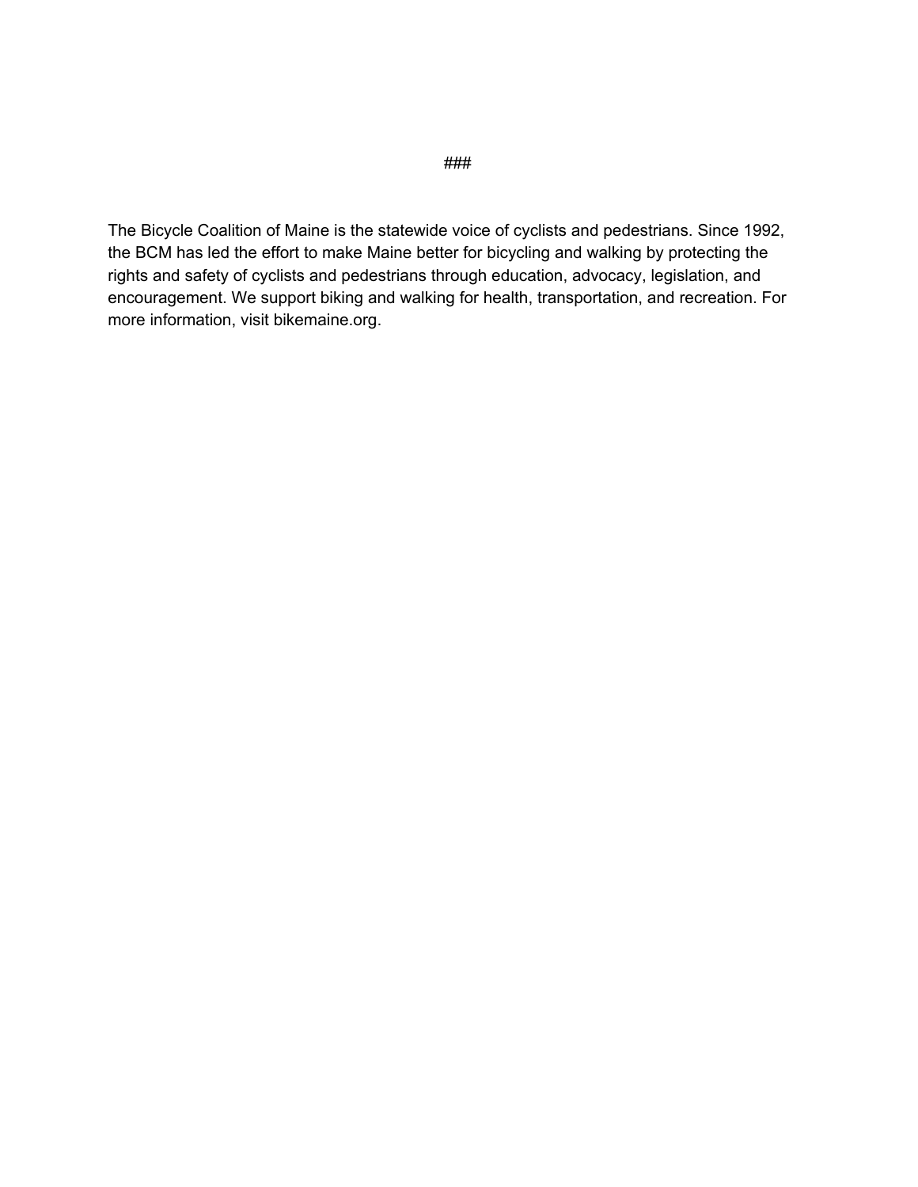###

The Bicycle Coalition of Maine is the statewide voice of cyclists and pedestrians. Since 1992, the BCM has led the effort to make Maine better for bicycling and walking by protecting the rights and safety of cyclists and pedestrians through education, advocacy, legislation, and encouragement. We support biking and walking for health, transportation, and recreation. For more information, visit bikemaine.org.